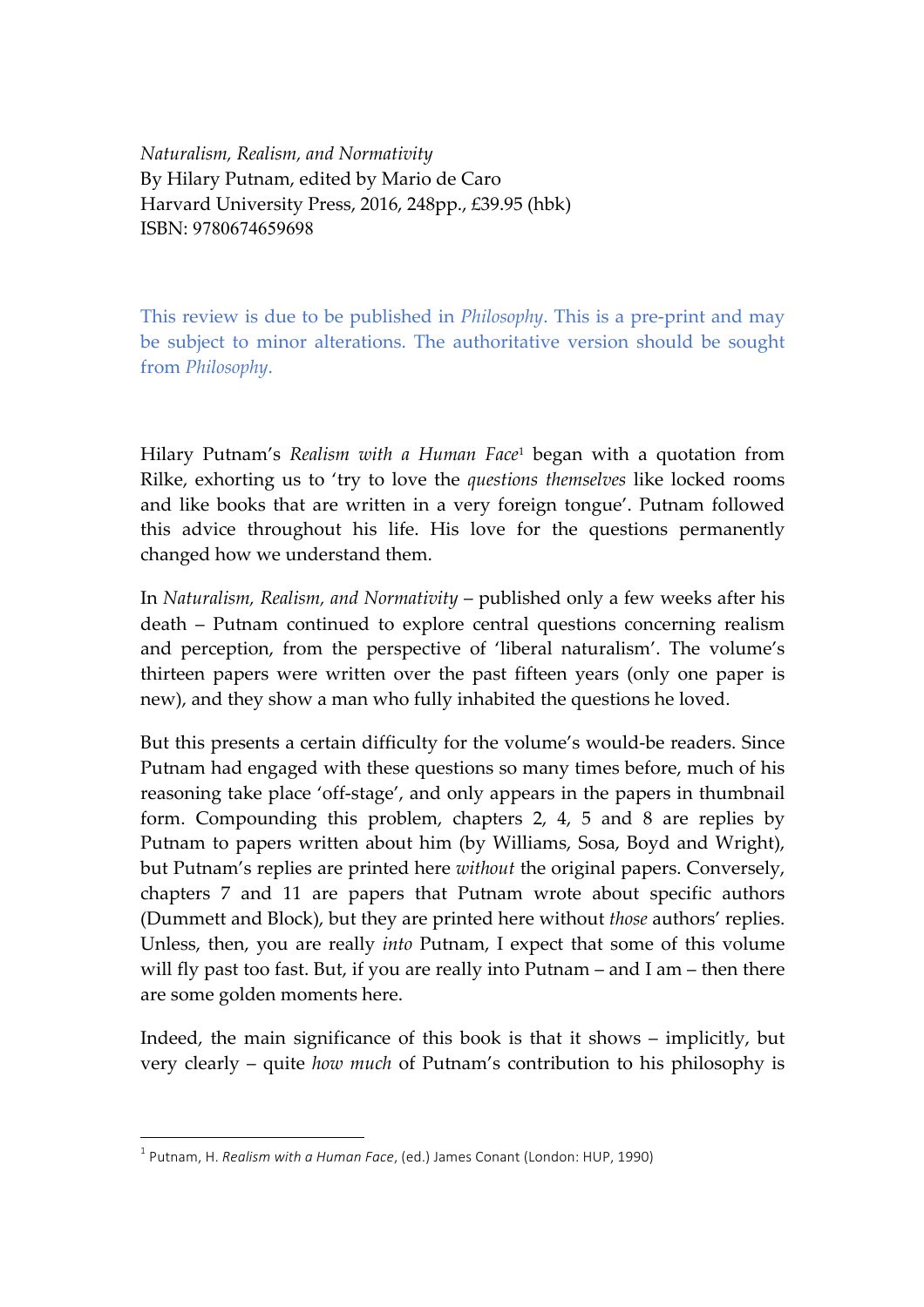*Naturalism, Realism, and Normativity*
By Hilary Putnam, edited by Mario de Caro
Harvard University Press, 2016, 248pp., £39.95 (hbk)
ISBN: 9780674659698

This review is due to be published in *Philosophy*. This is a pre-print and may be subject to minor alterations. The authoritative version should be sought from *Philosophy*.

Hilary Putnam's *Realism with a Human Face*[1] began with a quotation from Rilke, exhorting us to 'try to love the *questions themselves* like locked rooms and like books that are written in a very foreign tongue'. Putnam followed this advice throughout his life. His love for the questions permanently changed how we understand them.

In *Naturalism, Realism, and Normativity* – published only a few weeks after his death – Putnam continued to explore central questions concerning realism and perception, from the perspective of 'liberal naturalism'. The volume's thirteen papers were written over the past fifteen years (only one paper is new), and they show a man who fully inhabited the questions he loved.

But this presents a certain difficulty for the volume's would-be readers. Since Putnam had engaged with these questions so many times before, much of his reasoning take place 'off-stage', and only appears in the papers in thumbnail form. Compounding this problem, chapters 2, 4, 5 and 8 are replies by Putnam to papers written about him (by Williams, Sosa, Boyd and Wright), but Putnam's replies are printed here *without* the original papers. Conversely, chapters 7 and 11 are papers that Putnam wrote about specific authors (Dummett and Block), but they are printed here without *those* authors' replies. Unless, then, you are really *into* Putnam, I expect that some of this volume will fly past too fast. But, if you are really into Putnam – and I am – then there are some golden moments here.

Indeed, the main significance of this book is that it shows – implicitly, but very clearly – quite *how much* of Putnam's contribution to his philosophy is

[1] Putnam, H. *Realism with a Human Face*, (ed.) James Conant (London: HUP, 1990)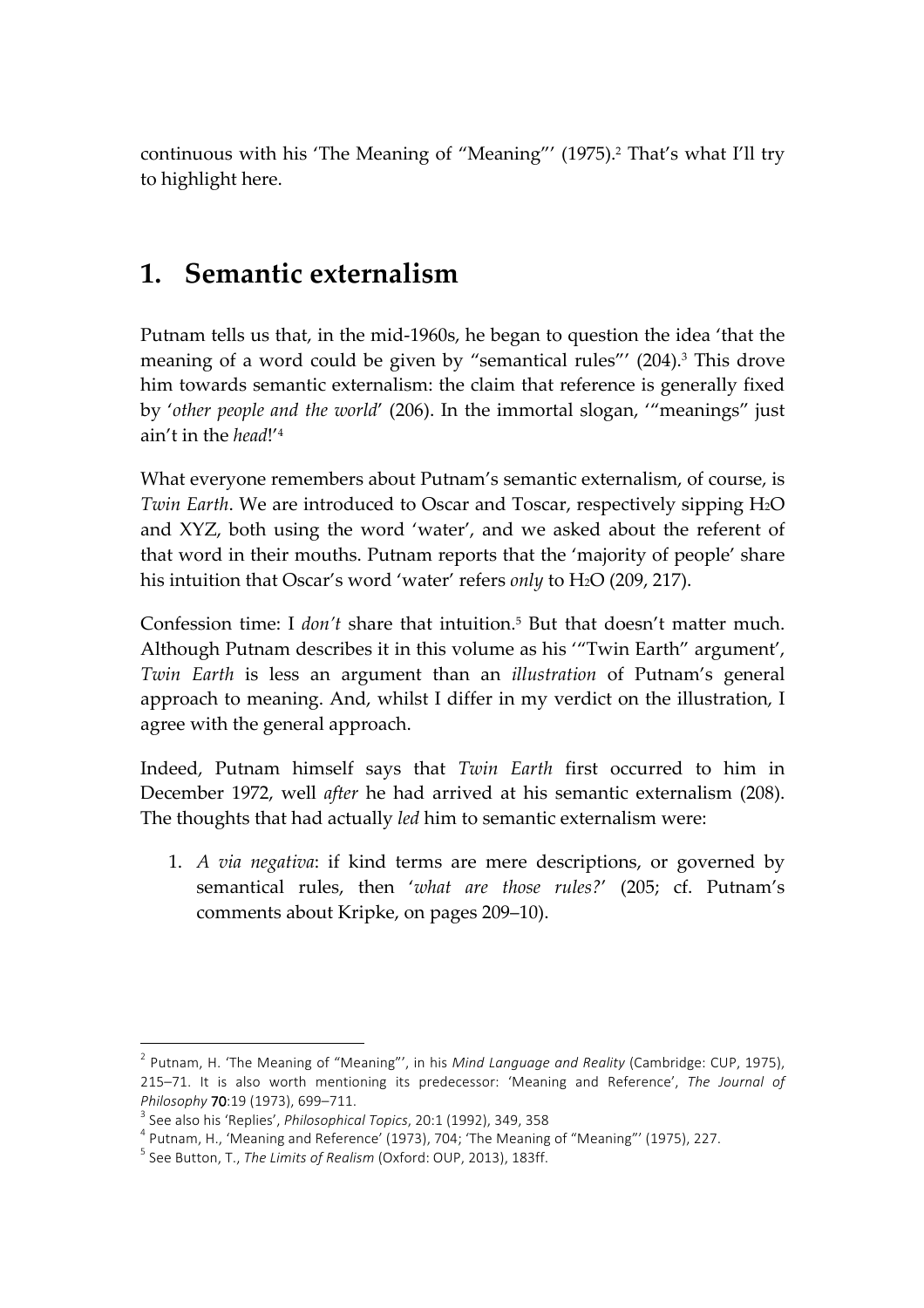continuous with his 'The Meaning of "Meaning"' (1975).[2] That's what I'll try to highlight here.

## 1. Semantic externalism

Putnam tells us that, in the mid-1960s, he began to question the idea 'that the meaning of a word could be given by "semantical rules"' (204).[3] This drove him towards semantic externalism: the claim that reference is generally fixed by '*other people and the world*' (206). In the immortal slogan, '"meanings" just ain't in the *head*!'[4]

What everyone remembers about Putnam's semantic externalism, of course, is *Twin Earth*. We are introduced to Oscar and Toscar, respectively sipping $H_2O$ and XYZ, both using the word 'water', and we asked about the referent of that word in their mouths. Putnam reports that the 'majority of people' share his intuition that Oscar's word 'water' refers *only* to $H_2O$ (209, 217).

Confession time: I *don't* share that intuition.[5] But that doesn't matter much. Although Putnam describes it in this volume as his '"Twin Earth" argument', *Twin Earth* is less an argument than an *illustration* of Putnam's general approach to meaning. And, whilst I differ in my verdict on the illustration, I agree with the general approach.

Indeed, Putnam himself says that *Twin Earth* first occurred to him in December 1972, well *after* he had arrived at his semantic externalism (208). The thoughts that had actually *led* him to semantic externalism were:

1. *A via negativa*: if kind terms are mere descriptions, or governed by semantical rules, then '*what are those rules?*' (205; cf. Putnam's comments about Kripke, on pages 209–10).

---

[2] Putnam, H. 'The Meaning of "Meaning"', in his *Mind Language and Reality* (Cambridge: CUP, 1975), 215–71. It is also worth mentioning its predecessor: 'Meaning and Reference', *The Journal of Philosophy* **70**:19 (1973), 699–711.

[3] See also his 'Replies', *Philosophical Topics*, 20:1 (1992), 349, 358

[4] Putnam, H., 'Meaning and Reference' (1973), 704; 'The Meaning of "Meaning"' (1975), 227.

[5] See Button, T., *The Limits of Realism* (Oxford: OUP, 2013), 183ff.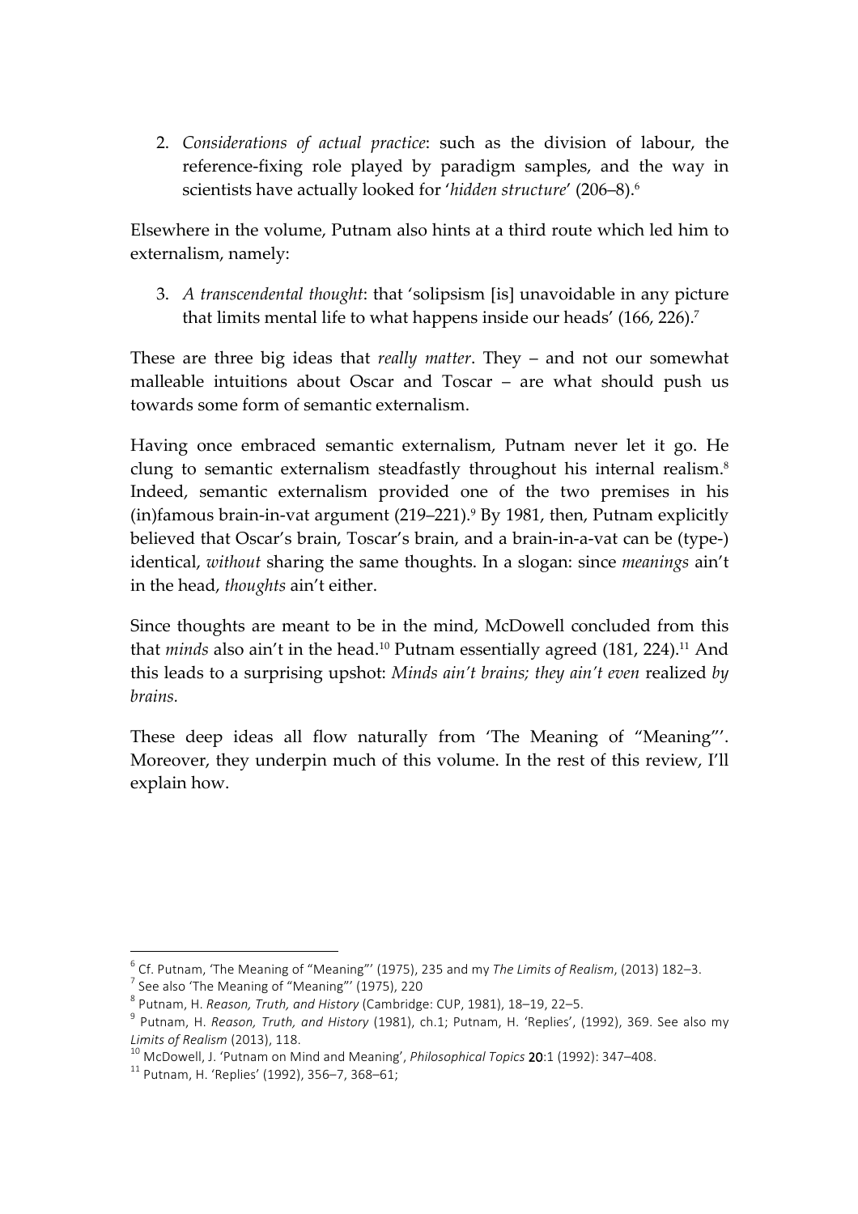2. *Considerations of actual practice*: such as the division of labour, the reference-fixing role played by paradigm samples, and the way in scientists have actually looked for '*hidden structure*' (206–8).[6]

Elsewhere in the volume, Putnam also hints at a third route which led him to externalism, namely:

3. *A transcendental thought*: that 'solipsism [is] unavoidable in any picture that limits mental life to what happens inside our heads' (166, 226).[7]

These are three big ideas that *really matter*. They – and not our somewhat malleable intuitions about Oscar and Toscar – are what should push us towards some form of semantic externalism.

Having once embraced semantic externalism, Putnam never let it go. He clung to semantic externalism steadfastly throughout his internal realism.[8] Indeed, semantic externalism provided one of the two premises in his (in)famous brain-in-vat argument (219–221).[9] By 1981, then, Putnam explicitly believed that Oscar's brain, Toscar's brain, and a brain-in-a-vat can be (type-) identical, *without* sharing the same thoughts. In a slogan: since *meanings* ain't in the head, *thoughts* ain't either.

Since thoughts are meant to be in the mind, McDowell concluded from this that *minds* also ain't in the head.[10] Putnam essentially agreed (181, 224).[11] And this leads to a surprising upshot: *Minds ain't brains; they ain't even* realized *by brains.*

These deep ideas all flow naturally from 'The Meaning of "Meaning"'. Moreover, they underpin much of this volume. In the rest of this review, I'll explain how.

---

[6] Cf. Putnam, 'The Meaning of "Meaning"' (1975), 235 and my *The Limits of Realism*, (2013) 182–3.

[7] See also 'The Meaning of "Meaning"' (1975), 220

[8] Putnam, H. *Reason, Truth, and History* (Cambridge: CUP, 1981), 18–19, 22–5.

[9] Putnam, H. *Reason, Truth, and History* (1981), ch.1; Putnam, H. 'Replies', (1992), 369. See also my *Limits of Realism* (2013), 118.

[10] McDowell, J. 'Putnam on Mind and Meaning', *Philosophical Topics* **20**:1 (1992): 347–408.

[11] Putnam, H. 'Replies' (1992), 356–7, 368–61;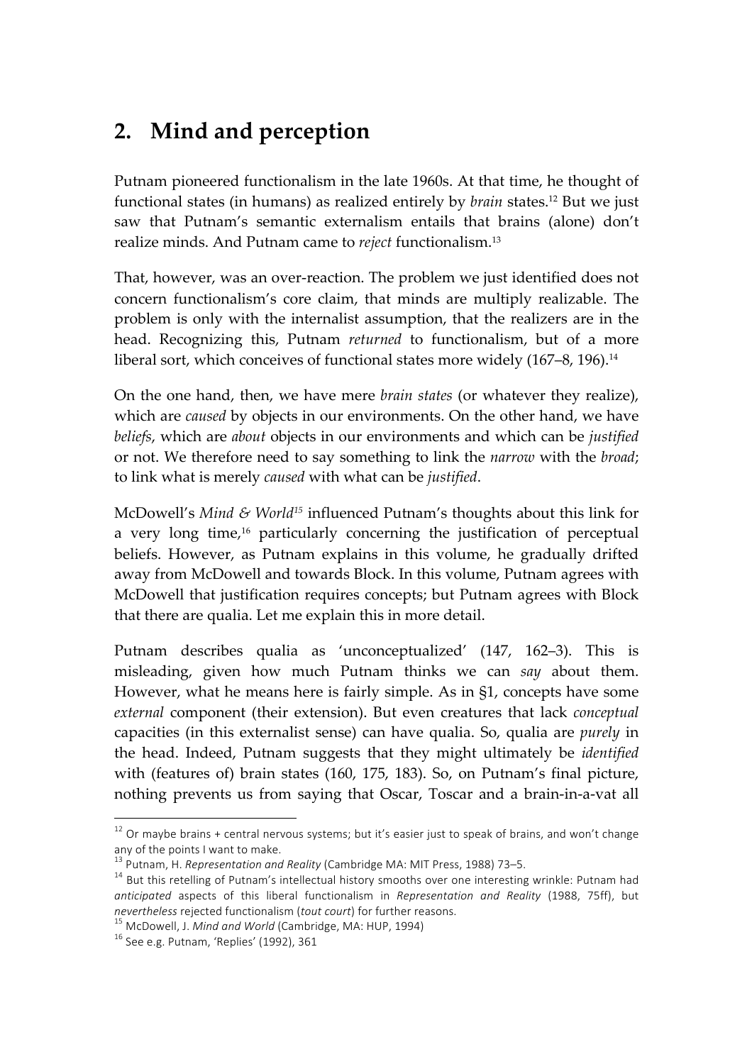## 2. Mind and perception

Putnam pioneered functionalism in the late 1960s. At that time, he thought of functional states (in humans) as realized entirely by *brain* states.[12] But we just saw that Putnam's semantic externalism entails that brains (alone) don't realize minds. And Putnam came to *reject* functionalism.[13]

That, however, was an over-reaction. The problem we just identified does not concern functionalism's core claim, that minds are multiply realizable. The problem is only with the internalist assumption, that the realizers are in the head. Recognizing this, Putnam *returned* to functionalism, but of a more liberal sort, which conceives of functional states more widely (167–8, 196).[14]

On the one hand, then, we have mere *brain states* (or whatever they realize), which are *caused* by objects in our environments. On the other hand, we have *beliefs*, which are *about* objects in our environments and which can be *justified* or not. We therefore need to say something to link the *narrow* with the *broad*; to link what is merely *caused* with what can be *justified*.

McDowell's *Mind & World*[15] influenced Putnam's thoughts about this link for a very long time,[16] particularly concerning the justification of perceptual beliefs. However, as Putnam explains in this volume, he gradually drifted away from McDowell and towards Block. In this volume, Putnam agrees with McDowell that justification requires concepts; but Putnam agrees with Block that there are qualia. Let me explain this in more detail.

Putnam describes qualia as 'unconceptualized' (147, 162–3). This is misleading, given how much Putnam thinks we can *say* about them. However, what he means here is fairly simple. As in §1, concepts have some *external* component (their extension). But even creatures that lack *conceptual* capacities (in this externalist sense) can have qualia. So, qualia are *purely* in the head. Indeed, Putnam suggests that they might ultimately be *identified* with (features of) brain states (160, 175, 183). So, on Putnam's final picture, nothing prevents us from saying that Oscar, Toscar and a brain-in-a-vat all

---

[12] Or maybe brains + central nervous systems; but it's easier just to speak of brains, and won't change any of the points I want to make.

[13] Putnam, H. *Representation and Reality* (Cambridge MA: MIT Press, 1988) 73–5.

[14] But this retelling of Putnam's intellectual history smooths over one interesting wrinkle: Putnam had *anticipated* aspects of this liberal functionalism in *Representation and Reality* (1988, 75ff), but *nevertheless* rejected functionalism (*tout court*) for further reasons.

[15] McDowell, J. *Mind and World* (Cambridge, MA: HUP, 1994)

[16] See e.g. Putnam, 'Replies' (1992), 361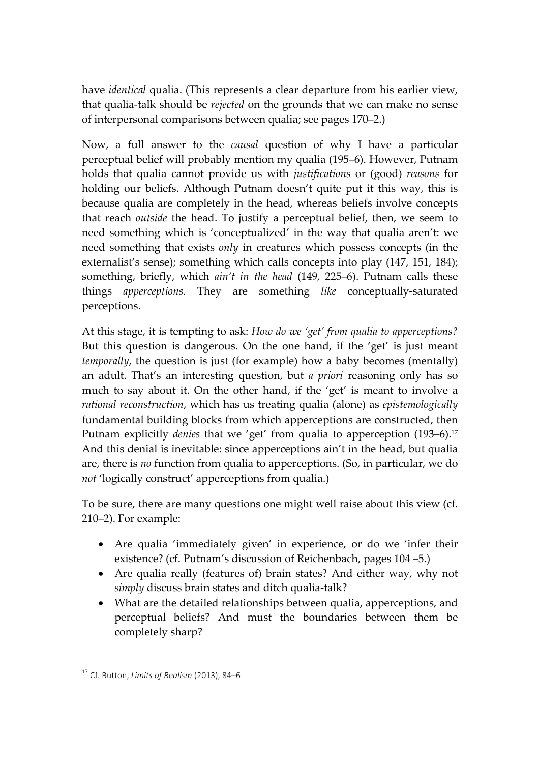have *identical* qualia. (This represents a clear departure from his earlier view, that qualia-talk should be *rejected* on the grounds that we can make no sense of interpersonal comparisons between qualia; see pages 170–2.)

Now, a full answer to the *causal* question of why I have a particular perceptual belief will probably mention my qualia (195–6). However, Putnam holds that qualia cannot provide us with *justifications* or (good) *reasons* for holding our beliefs. Although Putnam doesn't quite put it this way, this is because qualia are completely in the head, whereas beliefs involve concepts that reach *outside* the head. To justify a perceptual belief, then, we seem to need something which is 'conceptualized' in the way that qualia aren't: we need something that exists *only* in creatures which possess concepts (in the externalist's sense); something which calls concepts into play (147, 151, 184); something, briefly, which *ain't in the head* (149, 225–6). Putnam calls these things *apperceptions*. They are something *like* conceptually-saturated perceptions.

At this stage, it is tempting to ask: *How do we 'get' from qualia to apperceptions?* But this question is dangerous. On the one hand, if the 'get' is just meant *temporally*, the question is just (for example) how a baby becomes (mentally) an adult. That's an interesting question, but *a priori* reasoning only has so much to say about it. On the other hand, if the 'get' is meant to involve a *rational reconstruction*, which has us treating qualia (alone) as *epistemologically* fundamental building blocks from which apperceptions are constructed, then Putnam explicitly *denies* that we 'get' from qualia to apperception (193–6).[17] And this denial is inevitable: since apperceptions ain't in the head, but qualia are, there is *no* function from qualia to apperceptions. (So, in particular, we do *not* 'logically construct' apperceptions from qualia.)

To be sure, there are many questions one might well raise about this view (cf. 210–2). For example:

- Are qualia 'immediately given' in experience, or do we 'infer their existence? (cf. Putnam's discussion of Reichenbach, pages 104 –5.)
- Are qualia really (features of) brain states? And either way, why not *simply* discuss brain states and ditch qualia-talk?
- What are the detailed relationships between qualia, apperceptions, and perceptual beliefs? And must the boundaries between them be completely sharp?

---

[17] Cf. Button, *Limits of Realism* (2013), 84–6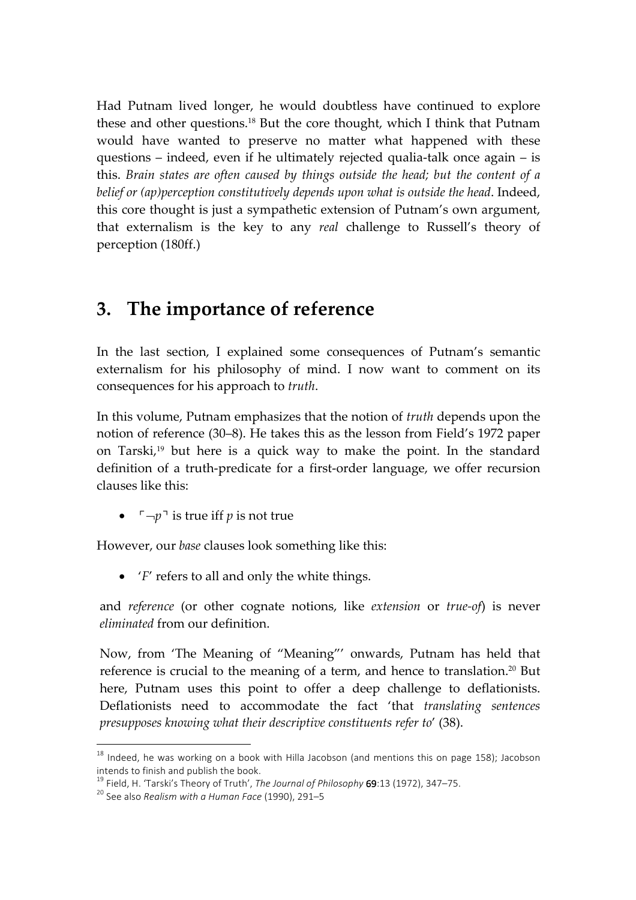Had Putnam lived longer, he would doubtless have continued to explore these and other questions.[18] But the core thought, which I think that Putnam would have wanted to preserve no matter what happened with these questions – indeed, even if he ultimately rejected qualia-talk once again – is this. *Brain states are often caused by things outside the head; but the content of a belief or (ap)perception constitutively depends upon what is outside the head*. Indeed, this core thought is just a sympathetic extension of Putnam's own argument, that externalism is the key to any *real* challenge to Russell's theory of perception (180ff.)

## 3. The importance of reference

In the last section, I explained some consequences of Putnam's semantic externalism for his philosophy of mind. I now want to comment on its consequences for his approach to *truth*.

In this volume, Putnam emphasizes that the notion of *truth* depends upon the notion of reference (30–8). He takes this as the lesson from Field's 1972 paper on Tarski,[19] but here is a quick way to make the point. In the standard definition of a truth-predicate for a first-order language, we offer recursion clauses like this:

- $\ulcorner \neg p \urcorner$ is true iff $p$ is not true

However, our *base* clauses look something like this:

- '*F*' refers to all and only the white things.

and *reference* (or other cognate notions, like *extension* or *true-of*) is never *eliminated* from our definition.

Now, from 'The Meaning of "Meaning"' onwards, Putnam has held that reference is crucial to the meaning of a term, and hence to translation.[20] But here, Putnam uses this point to offer a deep challenge to deflationists. Deflationists need to accommodate the fact 'that *translating sentences presupposes knowing what their descriptive constituents refer to*' (38).

---

[18] Indeed, he was working on a book with Hilla Jacobson (and mentions this on page 158); Jacobson intends to finish and publish the book.

[19] Field, H. 'Tarski's Theory of Truth', *The Journal of Philosophy* **69**:13 (1972), 347–75.

[20] See also *Realism with a Human Face* (1990), 291–5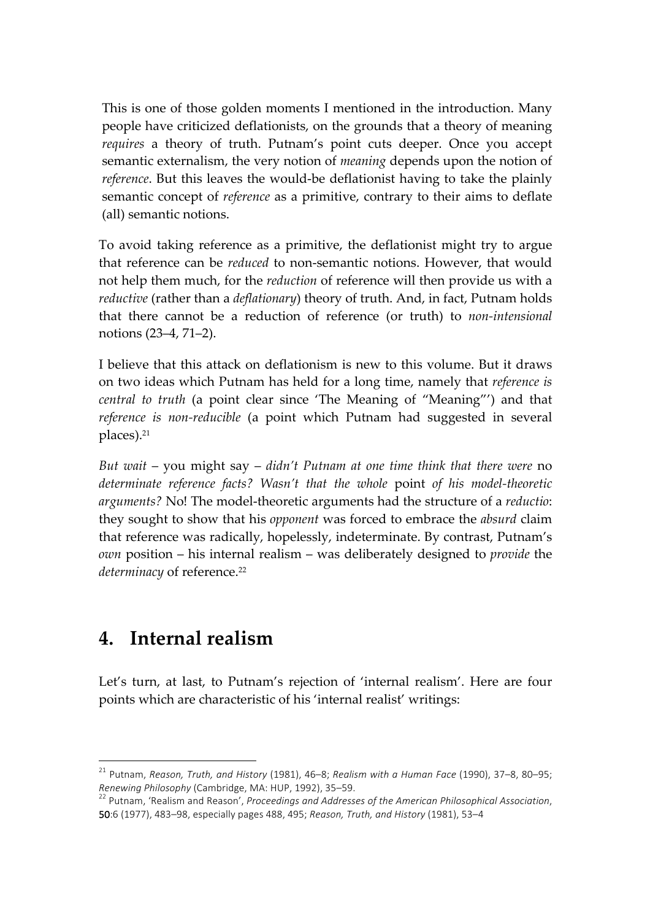This is one of those golden moments I mentioned in the introduction. Many people have criticized deflationists, on the grounds that a theory of meaning *requires* a theory of truth. Putnam's point cuts deeper. Once you accept semantic externalism, the very notion of *meaning* depends upon the notion of *reference*. But this leaves the would-be deflationist having to take the plainly semantic concept of *reference* as a primitive, contrary to their aims to deflate (all) semantic notions.

To avoid taking reference as a primitive, the deflationist might try to argue that reference can be *reduced* to non-semantic notions. However, that would not help them much, for the *reduction* of reference will then provide us with a *reductive* (rather than a *deflationary*) theory of truth. And, in fact, Putnam holds that there cannot be a reduction of reference (or truth) to *non-intensional* notions (23–4, 71–2).

I believe that this attack on deflationism is new to this volume. But it draws on two ideas which Putnam has held for a long time, namely that *reference is central to truth* (a point clear since 'The Meaning of "Meaning"') and that *reference is non-reducible* (a point which Putnam had suggested in several places).[21]

*But wait* – you might say – *didn't Putnam at one time think that there were* no *determinate reference facts? Wasn't that the whole* point *of his model-theoretic arguments?* No! The model-theoretic arguments had the structure of a *reductio*: they sought to show that his *opponent* was forced to embrace the *absurd* claim that reference was radically, hopelessly, indeterminate. By contrast, Putnam's *own* position – his internal realism – was deliberately designed to *provide* the *determinacy* of reference.[22]

## 4. Internal realism

Let's turn, at last, to Putnam's rejection of 'internal realism'. Here are four points which are characteristic of his 'internal realist' writings:

---

[21] Putnam, *Reason, Truth, and History* (1981), 46–8; *Realism with a Human Face* (1990), 37–8, 80–95; *Renewing Philosophy* (Cambridge, MA: HUP, 1992), 35–59.

[22] Putnam, 'Realism and Reason', *Proceedings and Addresses of the American Philosophical Association*, **50**:6 (1977), 483–98, especially pages 488, 495; *Reason, Truth, and History* (1981), 53–4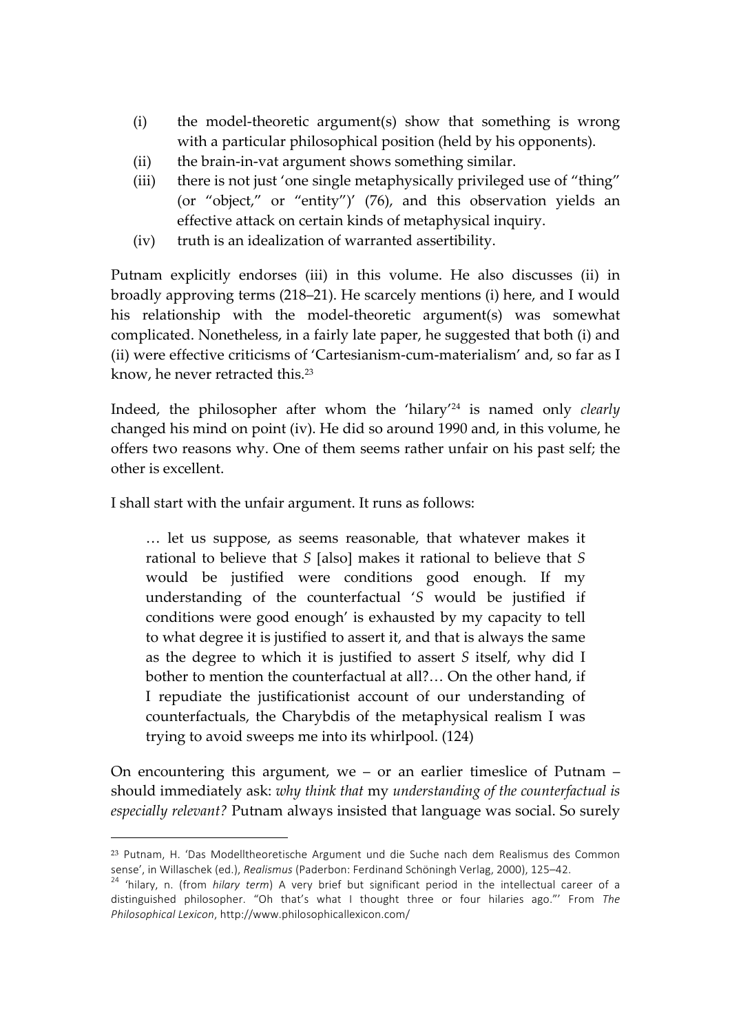(i) the model-theoretic argument(s) show that something is wrong with a particular philosophical position (held by his opponents).

(ii) the brain-in-vat argument shows something similar.

(iii) there is not just 'one single metaphysically privileged use of "thing" (or "object," or "entity")' (76), and this observation yields an effective attack on certain kinds of metaphysical inquiry.

(iv) truth is an idealization of warranted assertibility.

Putnam explicitly endorses (iii) in this volume. He also discusses (ii) in broadly approving terms (218–21). He scarcely mentions (i) here, and I would his relationship with the model-theoretic argument(s) was somewhat complicated. Nonetheless, in a fairly late paper, he suggested that both (i) and (ii) were effective criticisms of 'Cartesianism-cum-materialism' and, so far as I know, he never retracted this.[23]

Indeed, the philosopher after whom the 'hilary'[24] is named only *clearly* changed his mind on point (iv). He did so around 1990 and, in this volume, he offers two reasons why. One of them seems rather unfair on his past self; the other is excellent.

I shall start with the unfair argument. It runs as follows:

> … let us suppose, as seems reasonable, that whatever makes it rational to believe that *S* [also] makes it rational to believe that *S* would be justified were conditions good enough. If my understanding of the counterfactual '*S* would be justified if conditions were good enough' is exhausted by my capacity to tell to what degree it is justified to assert it, and that is always the same as the degree to which it is justified to assert *S* itself, why did I bother to mention the counterfactual at all?… On the other hand, if I repudiate the justificationist account of our understanding of counterfactuals, the Charybdis of the metaphysical realism I was trying to avoid sweeps me into its whirlpool. (124)

On encountering this argument, we – or an earlier timeslice of Putnam – should immediately ask: *why think that* my *understanding of the counterfactual is especially relevant?* Putnam always insisted that language was social. So surely

---

[23] Putnam, H. 'Das Modelltheoretische Argument und die Suche nach dem Realismus des Common sense', in Willaschek (ed.), *Realismus* (Paderbon: Ferdinand Schöningh Verlag, 2000), 125–42.

[24] 'hilary, n. (from *hilary term*) A very brief but significant period in the intellectual career of a distinguished philosopher. "Oh that's what I thought three or four hilaries ago."' From *The Philosophical Lexicon*, http://www.philosophicallexicon.com/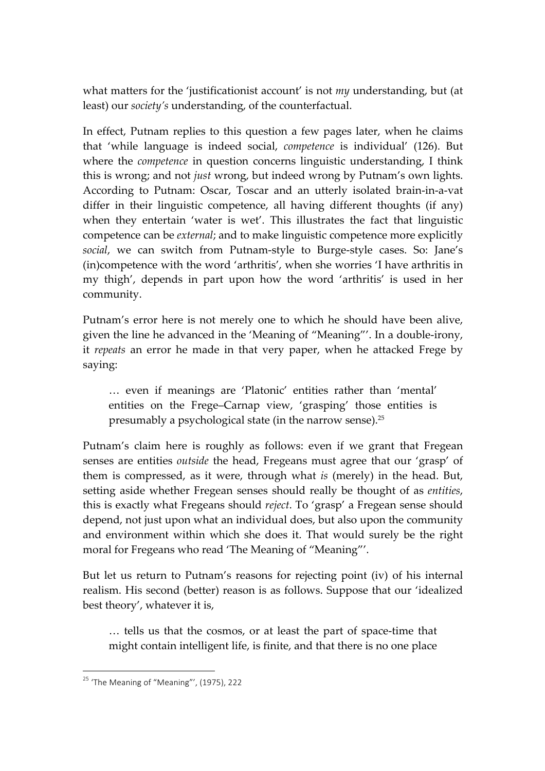what matters for the 'justificationist account' is not *my* understanding, but (at least) our *society's* understanding, of the counterfactual.

In effect, Putnam replies to this question a few pages later, when he claims that 'while language is indeed social, *competence* is individual' (126). But where the *competence* in question concerns linguistic understanding, I think this is wrong; and not *just* wrong, but indeed wrong by Putnam's own lights. According to Putnam: Oscar, Toscar and an utterly isolated brain-in-a-vat differ in their linguistic competence, all having different thoughts (if any) when they entertain 'water is wet'. This illustrates the fact that linguistic competence can be *external*; and to make linguistic competence more explicitly *social*, we can switch from Putnam-style to Burge-style cases. So: Jane's (in)competence with the word 'arthritis', when she worries 'I have arthritis in my thigh', depends in part upon how the word 'arthritis' is used in her community.

Putnam's error here is not merely one to which he should have been alive, given the line he advanced in the 'Meaning of "Meaning"'. In a double-irony, it *repeats* an error he made in that very paper, when he attacked Frege by saying:

> … even if meanings are 'Platonic' entities rather than 'mental' entities on the Frege–Carnap view, 'grasping' those entities is presumably a psychological state (in the narrow sense).[25]

Putnam's claim here is roughly as follows: even if we grant that Fregean senses are entities *outside* the head, Fregeans must agree that our 'grasp' of them is compressed, as it were, through what *is* (merely) in the head. But, setting aside whether Fregean senses should really be thought of as *entities*, this is exactly what Fregeans should *reject*. To 'grasp' a Fregean sense should depend, not just upon what an individual does, but also upon the community and environment within which she does it. That would surely be the right moral for Fregeans who read 'The Meaning of "Meaning"'.

But let us return to Putnam's reasons for rejecting point (iv) of his internal realism. His second (better) reason is as follows. Suppose that our 'idealized best theory', whatever it is,

> … tells us that the cosmos, or at least the part of space-time that might contain intelligent life, is finite, and that there is no one place

[25] 'The Meaning of "Meaning"', (1975), 222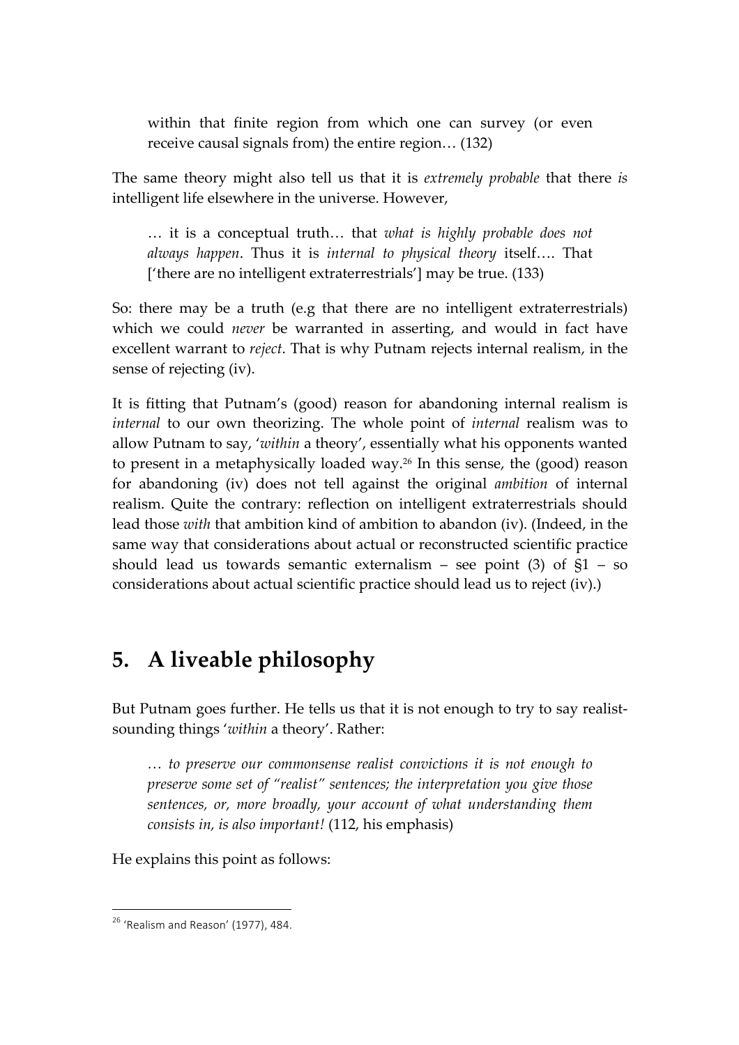> within that finite region from which one can survey (or even receive causal signals from) the entire region… (132)

The same theory might also tell us that it is *extremely probable* that there *is* intelligent life elsewhere in the universe. However,

> … it is a conceptual truth… that *what is highly probable does not always happen*. Thus it is *internal to physical theory* itself…. That ['there are no intelligent extraterrestrials'] may be true. (133)

So: there may be a truth (e.g that there are no intelligent extraterrestrials) which we could *never* be warranted in asserting, and would in fact have excellent warrant to *reject*. That is why Putnam rejects internal realism, in the sense of rejecting (iv).

It is fitting that Putnam's (good) reason for abandoning internal realism is *internal* to our own theorizing. The whole point of *internal* realism was to allow Putnam to say, '*within* a theory', essentially what his opponents wanted to present in a metaphysically loaded way.[26] In this sense, the (good) reason for abandoning (iv) does not tell against the original *ambition* of internal realism. Quite the contrary: reflection on intelligent extraterrestrials should lead those *with* that ambition kind of ambition to abandon (iv). (Indeed, in the same way that considerations about actual or reconstructed scientific practice should lead us towards semantic externalism – see point (3) of §1 – so considerations about actual scientific practice should lead us to reject (iv).)

## 5. A liveable philosophy

But Putnam goes further. He tells us that it is not enough to try to say realist-sounding things '*within* a theory'. Rather:

> *… to preserve our commonsense realist convictions it is not enough to preserve some set of "realist" sentences; the interpretation you give those sentences, or, more broadly, your account of what understanding them consists in, is also important!* (112, his emphasis)

He explains this point as follows:

[26] 'Realism and Reason' (1977), 484.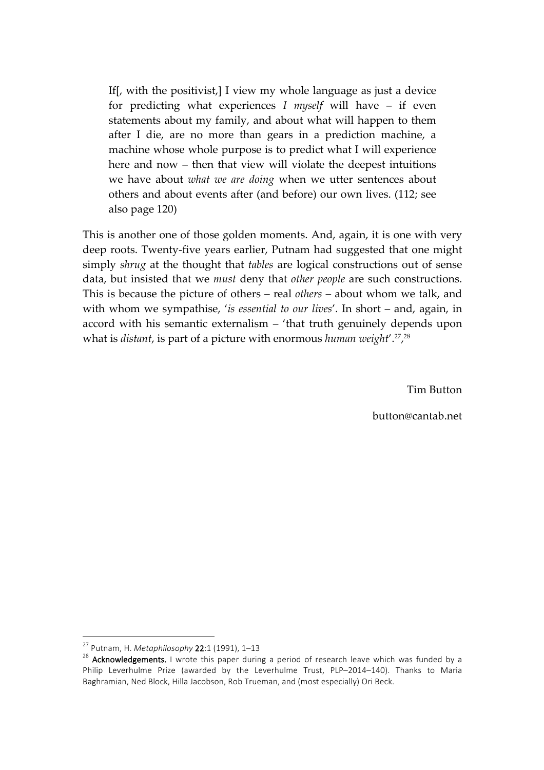> If[, with the positivist,] I view my whole language as just a device for predicting what experiences *I myself* will have – if even statements about my family, and about what will happen to them after I die, are no more than gears in a prediction machine, a machine whose whole purpose is to predict what I will experience here and now – then that view will violate the deepest intuitions we have about *what we are doing* when we utter sentences about others and about events after (and before) our own lives. (112; see also page 120)

This is another one of those golden moments. And, again, it is one with very deep roots. Twenty-five years earlier, Putnam had suggested that one might simply *shrug* at the thought that *tables* are logical constructions out of sense data, but insisted that we *must* deny that *other people* are such constructions. This is because the picture of others – real *others* – about whom we talk, and with whom we sympathise, '*is essential to our lives*'. In short – and, again, in accord with his semantic externalism – 'that truth genuinely depends upon what is *distant*, is part of a picture with enormous *human weight*'.[27],[28]

Tim Button

button@cantab.net

---

[27] Putnam, H. *Metaphilosophy* **22**:1 (1991), 1–13

[28] **Acknowledgements.** I wrote this paper during a period of research leave which was funded by a Philip Leverhulme Prize (awarded by the Leverhulme Trust, PLP–2014–140). Thanks to Maria Baghramian, Ned Block, Hilla Jacobson, Rob Trueman, and (most especially) Ori Beck.